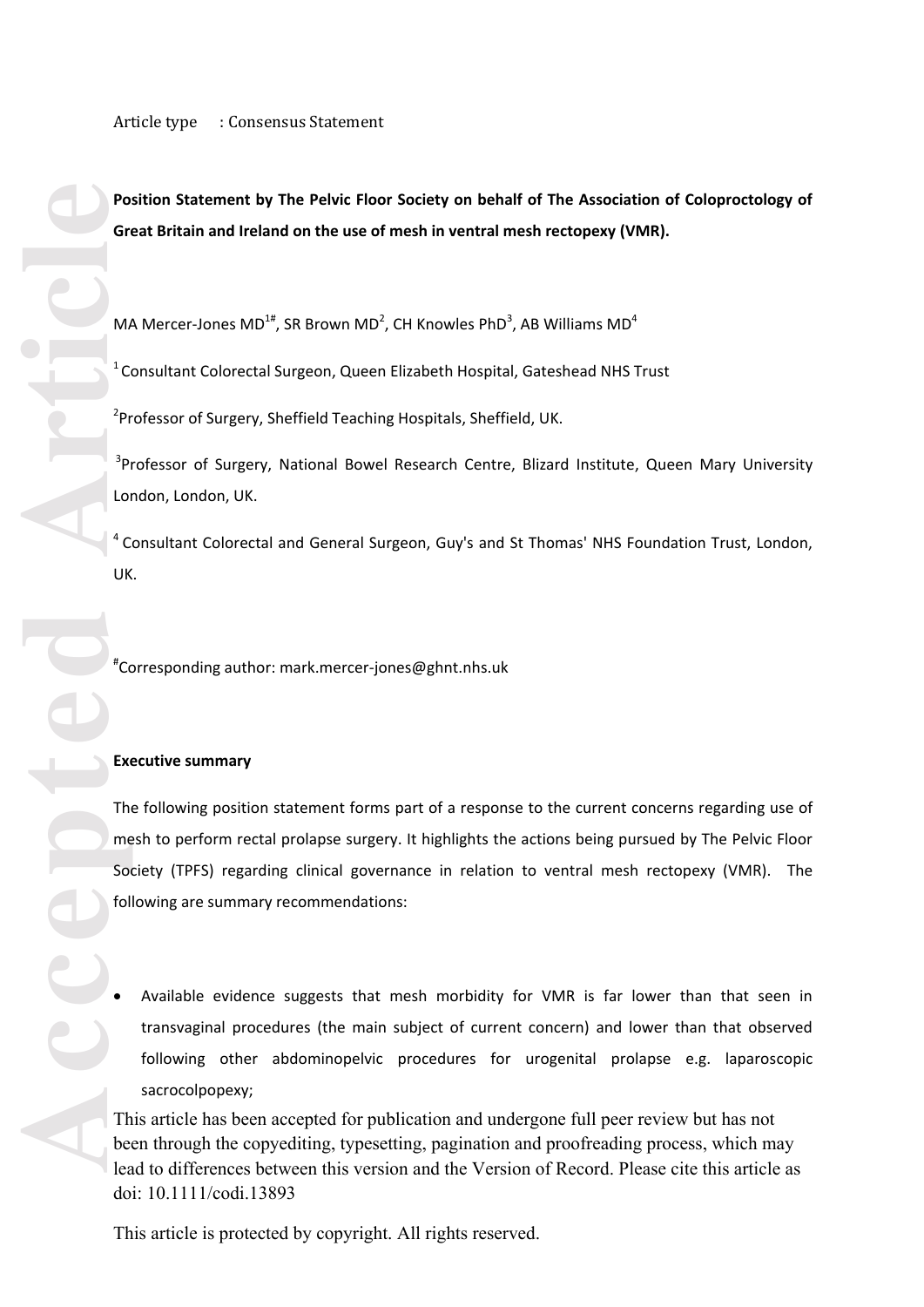Article type : Consensus Statement

**Position Statement by The Pelvic Floor Society on behalf of The Association of Coloproctology of Great Britain and Ireland on the use of mesh in ventral mesh rectopexy (VMR).**

MA Mercer-Jones MD[1#], SR Brown MD[2], CH Knowles PhD[3], AB Williams MD[4]

[1] Consultant Colorectal Surgeon, Queen Elizabeth Hospital, Gateshead NHS Trust

[2] Professor of Surgery, Sheffield Teaching Hospitals, Sheffield, UK.

[3] Professor of Surgery, National Bowel Research Centre, Blizard Institute, Queen Mary University London, London, UK.

[4] Consultant Colorectal and General Surgeon, Guy's and St Thomas' NHS Foundation Trust, London, UK.

[#] Corresponding author: mark.mercer-jones@ghnt.nhs.uk

**Executive summary**

The following position statement forms part of a response to the current concerns regarding use of mesh to perform rectal prolapse surgery. It highlights the actions being pursued by The Pelvic Floor Society (TPFS) regarding clinical governance in relation to ventral mesh rectopexy (VMR). The following are summary recommendations:

- Available evidence suggests that mesh morbidity for VMR is far lower than that seen in transvaginal procedures (the main subject of current concern) and lower than that observed following other abdominopelvic procedures for urogenital prolapse e.g. laparoscopic sacrocolpopexy;

This article has been accepted for publication and undergone full peer review but has not been through the copyediting, typesetting, pagination and proofreading process, which may lead to differences between this version and the Version of Record. Please cite this article as doi: 10.1111/codi.13893

This article is protected by copyright. All rights reserved.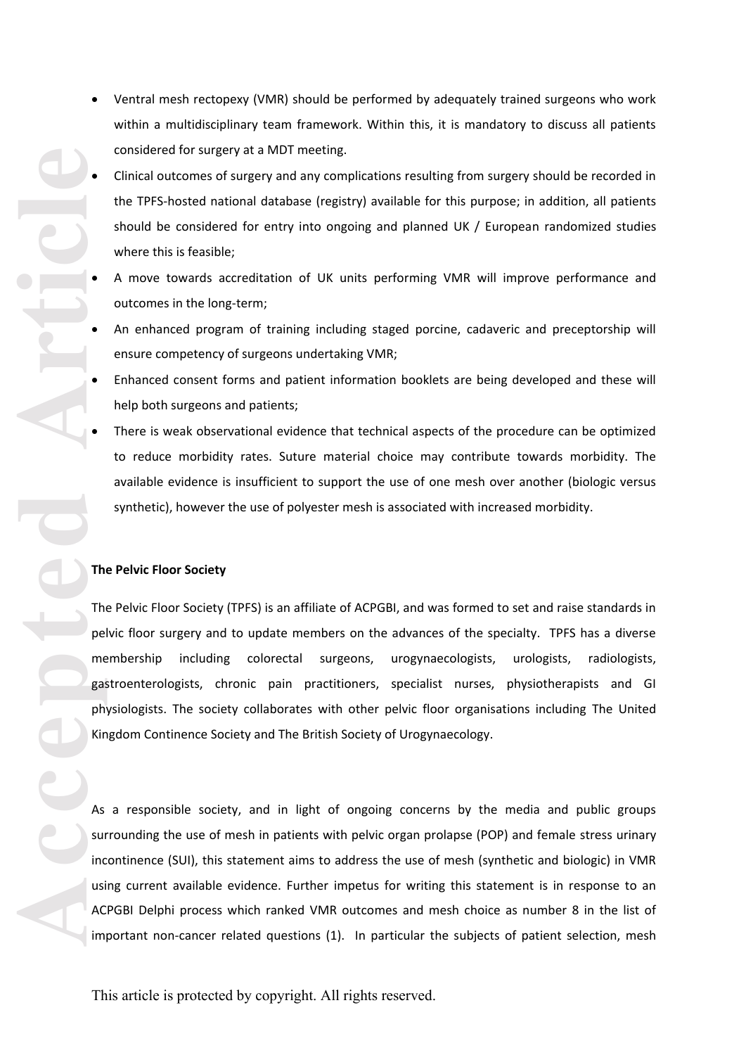- Ventral mesh rectopexy (VMR) should be performed by adequately trained surgeons who work within a multidisciplinary team framework. Within this, it is mandatory to discuss all patients considered for surgery at a MDT meeting.
- Clinical outcomes of surgery and any complications resulting from surgery should be recorded in the TPFS-hosted national database (registry) available for this purpose; in addition, all patients should be considered for entry into ongoing and planned UK / European randomized studies where this is feasible;
- A move towards accreditation of UK units performing VMR will improve performance and outcomes in the long-term;
- An enhanced program of training including staged porcine, cadaveric and preceptorship will ensure competency of surgeons undertaking VMR;
- Enhanced consent forms and patient information booklets are being developed and these will help both surgeons and patients;
- There is weak observational evidence that technical aspects of the procedure can be optimized to reduce morbidity rates. Suture material choice may contribute towards morbidity. The available evidence is insufficient to support the use of one mesh over another (biologic versus synthetic), however the use of polyester mesh is associated with increased morbidity.

**The Pelvic Floor Society**

The Pelvic Floor Society (TPFS) is an affiliate of ACPGBI, and was formed to set and raise standards in pelvic floor surgery and to update members on the advances of the specialty. TPFS has a diverse membership including colorectal surgeons, urogynaecologists, urologists, radiologists, gastroenterologists, chronic pain practitioners, specialist nurses, physiotherapists and GI physiologists. The society collaborates with other pelvic floor organisations including The United Kingdom Continence Society and The British Society of Urogynaecology.

As a responsible society, and in light of ongoing concerns by the media and public groups surrounding the use of mesh in patients with pelvic organ prolapse (POP) and female stress urinary incontinence (SUI), this statement aims to address the use of mesh (synthetic and biologic) in VMR using current available evidence. Further impetus for writing this statement is in response to an ACPGBI Delphi process which ranked VMR outcomes and mesh choice as number 8 in the list of important non-cancer related questions (1). In particular the subjects of patient selection, mesh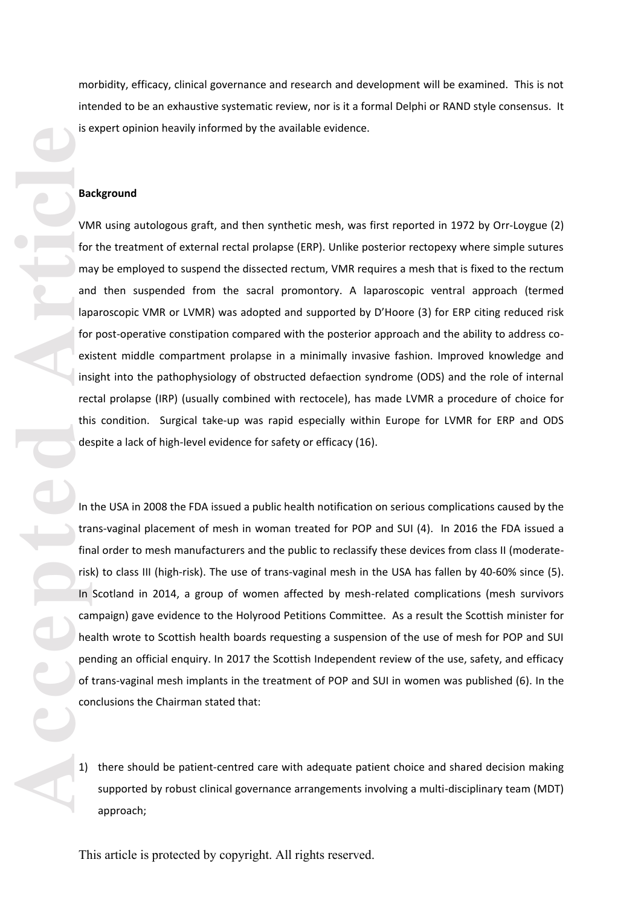morbidity, efficacy, clinical governance and research and development will be examined. This is not intended to be an exhaustive systematic review, nor is it a formal Delphi or RAND style consensus. It is expert opinion heavily informed by the available evidence.

**Background**

VMR using autologous graft, and then synthetic mesh, was first reported in 1972 by Orr-Loygue (2) for the treatment of external rectal prolapse (ERP). Unlike posterior rectopexy where simple sutures may be employed to suspend the dissected rectum, VMR requires a mesh that is fixed to the rectum and then suspended from the sacral promontory. A laparoscopic ventral approach (termed laparoscopic VMR or LVMR) was adopted and supported by D'Hoore (3) for ERP citing reduced risk for post-operative constipation compared with the posterior approach and the ability to address co-existent middle compartment prolapse in a minimally invasive fashion. Improved knowledge and insight into the pathophysiology of obstructed defaection syndrome (ODS) and the role of internal rectal prolapse (IRP) (usually combined with rectocele), has made LVMR a procedure of choice for this condition. Surgical take-up was rapid especially within Europe for LVMR for ERP and ODS despite a lack of high-level evidence for safety or efficacy (16).

In the USA in 2008 the FDA issued a public health notification on serious complications caused by the trans-vaginal placement of mesh in woman treated for POP and SUI (4). In 2016 the FDA issued a final order to mesh manufacturers and the public to reclassify these devices from class II (moderate-risk) to class III (high-risk). The use of trans-vaginal mesh in the USA has fallen by 40-60% since (5). In Scotland in 2014, a group of women affected by mesh-related complications (mesh survivors campaign) gave evidence to the Holyrood Petitions Committee. As a result the Scottish minister for health wrote to Scottish health boards requesting a suspension of the use of mesh for POP and SUI pending an official enquiry. In 2017 the Scottish Independent review of the use, safety, and efficacy of trans-vaginal mesh implants in the treatment of POP and SUI in women was published (6). In the conclusions the Chairman stated that:

1) there should be patient-centred care with adequate patient choice and shared decision making supported by robust clinical governance arrangements involving a multi-disciplinary team (MDT) approach;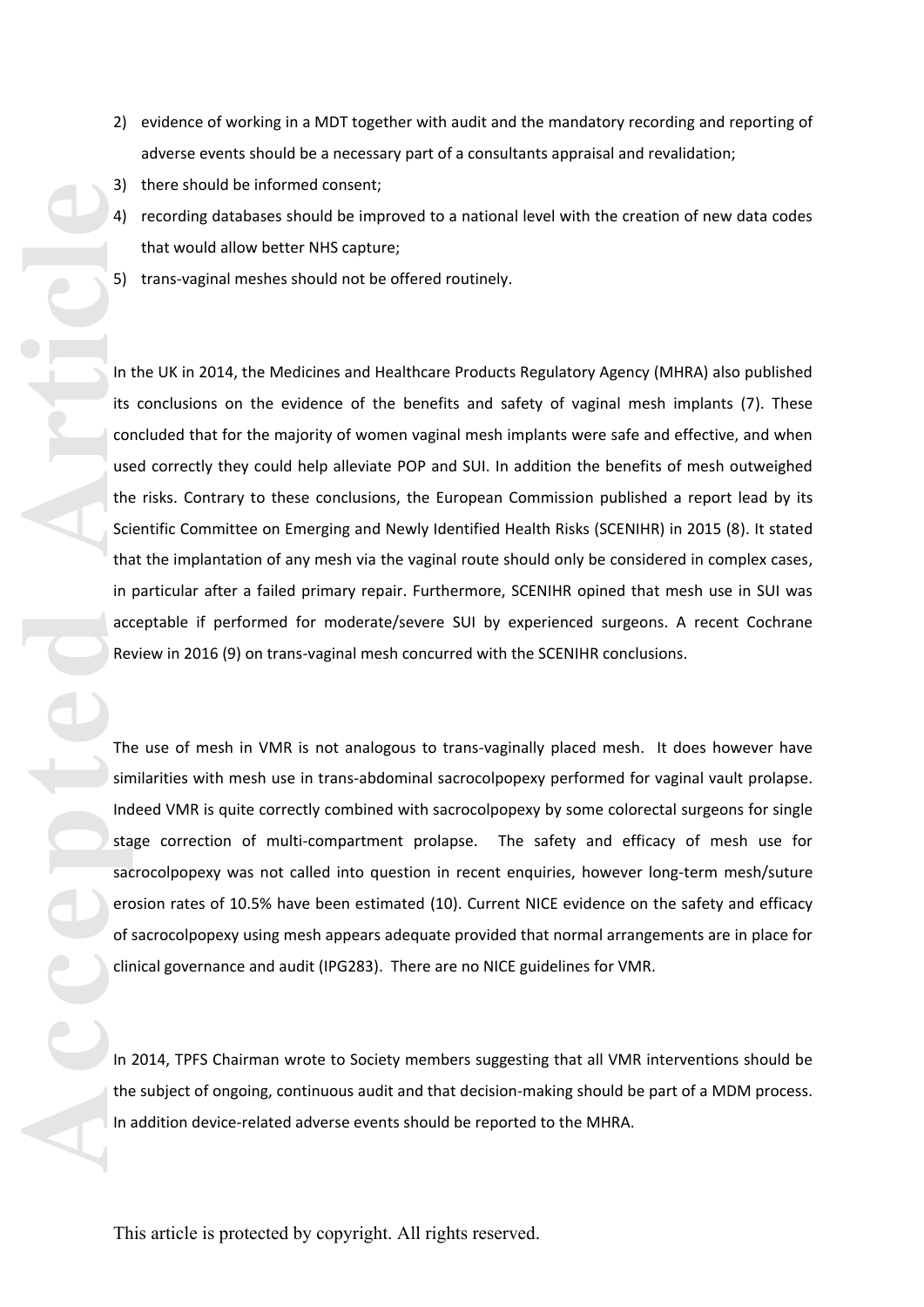2) evidence of working in a MDT together with audit and the mandatory recording and reporting of adverse events should be a necessary part of a consultants appraisal and revalidation;
3) there should be informed consent;
4) recording databases should be improved to a national level with the creation of new data codes that would allow better NHS capture;
5) trans-vaginal meshes should not be offered routinely.

In the UK in 2014, the Medicines and Healthcare Products Regulatory Agency (MHRA) also published its conclusions on the evidence of the benefits and safety of vaginal mesh implants (7). These concluded that for the majority of women vaginal mesh implants were safe and effective, and when used correctly they could help alleviate POP and SUI. In addition the benefits of mesh outweighed the risks. Contrary to these conclusions, the European Commission published a report lead by its Scientific Committee on Emerging and Newly Identified Health Risks (SCENIHR) in 2015 (8). It stated that the implantation of any mesh via the vaginal route should only be considered in complex cases, in particular after a failed primary repair. Furthermore, SCENIHR opined that mesh use in SUI was acceptable if performed for moderate/severe SUI by experienced surgeons. A recent Cochrane Review in 2016 (9) on trans-vaginal mesh concurred with the SCENIHR conclusions.

The use of mesh in VMR is not analogous to trans-vaginally placed mesh. It does however have similarities with mesh use in trans-abdominal sacrocolpopexy performed for vaginal vault prolapse. Indeed VMR is quite correctly combined with sacrocolpopexy by some colorectal surgeons for single stage correction of multi-compartment prolapse. The safety and efficacy of mesh use for sacrocolpopexy was not called into question in recent enquiries, however long-term mesh/suture erosion rates of 10.5% have been estimated (10). Current NICE evidence on the safety and efficacy of sacrocolpopexy using mesh appears adequate provided that normal arrangements are in place for clinical governance and audit (IPG283). There are no NICE guidelines for VMR.

In 2014, TPFS Chairman wrote to Society members suggesting that all VMR interventions should be the subject of ongoing, continuous audit and that decision-making should be part of a MDM process. In addition device-related adverse events should be reported to the MHRA.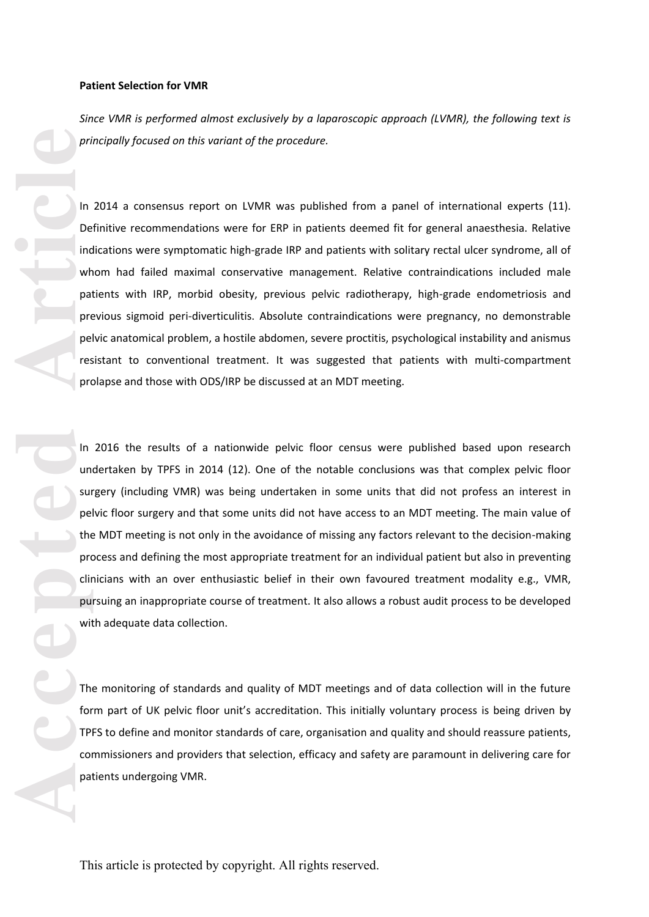**Patient Selection for VMR**

*Since VMR is performed almost exclusively by a laparoscopic approach (LVMR), the following text is principally focused on this variant of the procedure.*

In 2014 a consensus report on LVMR was published from a panel of international experts (11). Definitive recommendations were for ERP in patients deemed fit for general anaesthesia. Relative indications were symptomatic high-grade IRP and patients with solitary rectal ulcer syndrome, all of whom had failed maximal conservative management. Relative contraindications included male patients with IRP, morbid obesity, previous pelvic radiotherapy, high-grade endometriosis and previous sigmoid peri-diverticulitis. Absolute contraindications were pregnancy, no demonstrable pelvic anatomical problem, a hostile abdomen, severe proctitis, psychological instability and anismus resistant to conventional treatment. It was suggested that patients with multi-compartment prolapse and those with ODS/IRP be discussed at an MDT meeting.

In 2016 the results of a nationwide pelvic floor census were published based upon research undertaken by TPFS in 2014 (12). One of the notable conclusions was that complex pelvic floor surgery (including VMR) was being undertaken in some units that did not profess an interest in pelvic floor surgery and that some units did not have access to an MDT meeting. The main value of the MDT meeting is not only in the avoidance of missing any factors relevant to the decision-making process and defining the most appropriate treatment for an individual patient but also in preventing clinicians with an over enthusiastic belief in their own favoured treatment modality e.g., VMR, pursuing an inappropriate course of treatment. It also allows a robust audit process to be developed with adequate data collection.

The monitoring of standards and quality of MDT meetings and of data collection will in the future form part of UK pelvic floor unit's accreditation. This initially voluntary process is being driven by TPFS to define and monitor standards of care, organisation and quality and should reassure patients, commissioners and providers that selection, efficacy and safety are paramount in delivering care for patients undergoing VMR.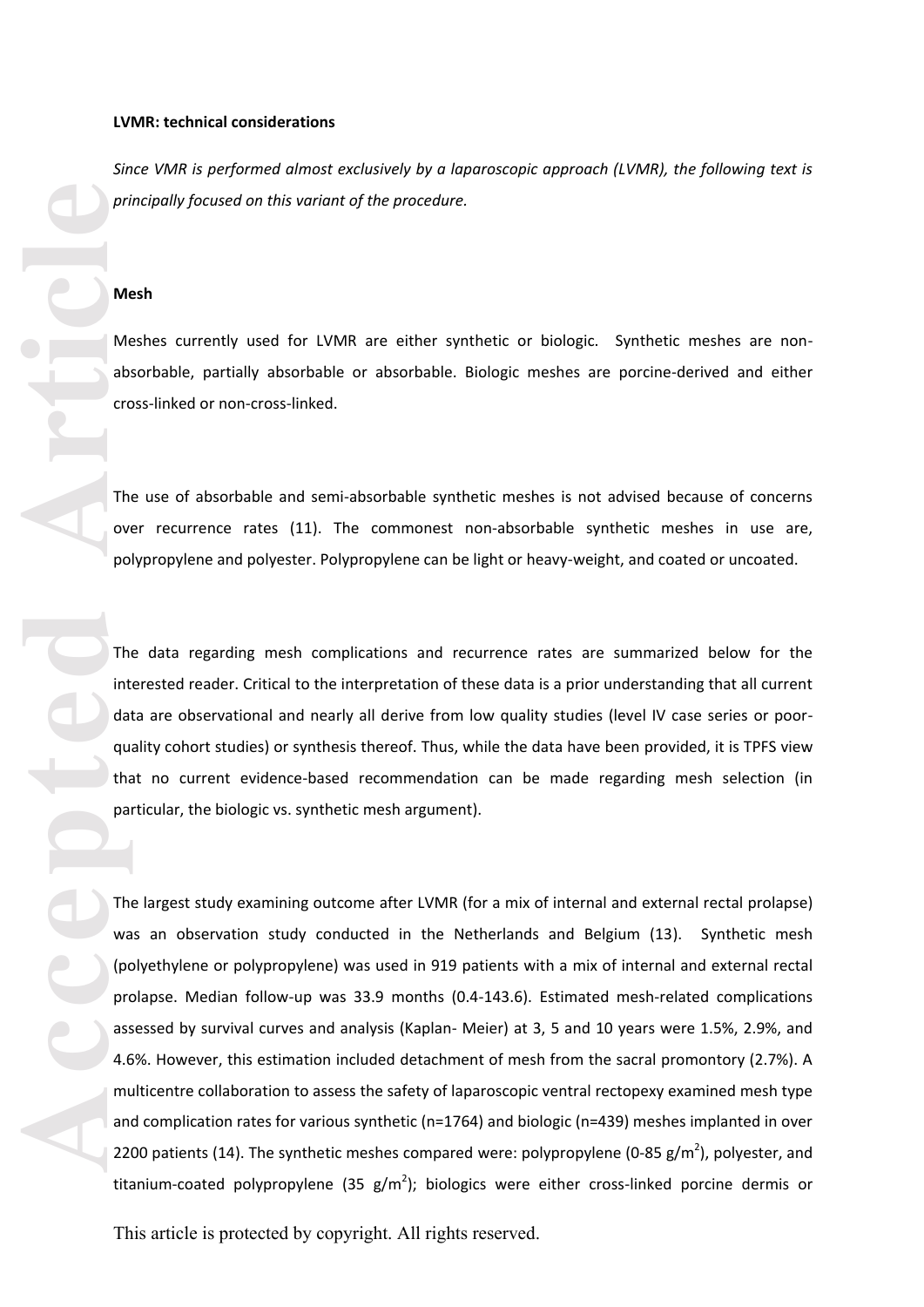**LVMR: technical considerations**

*Since VMR is performed almost exclusively by a laparoscopic approach (LVMR), the following text is principally focused on this variant of the procedure.*

**Mesh**

Meshes currently used for LVMR are either synthetic or biologic. Synthetic meshes are non-absorbable, partially absorbable or absorbable. Biologic meshes are porcine-derived and either cross-linked or non-cross-linked.

The use of absorbable and semi-absorbable synthetic meshes is not advised because of concerns over recurrence rates (11). The commonest non-absorbable synthetic meshes in use are, polypropylene and polyester. Polypropylene can be light or heavy-weight, and coated or uncoated.

The data regarding mesh complications and recurrence rates are summarized below for the interested reader. Critical to the interpretation of these data is a prior understanding that all current data are observational and nearly all derive from low quality studies (level IV case series or poor-quality cohort studies) or synthesis thereof. Thus, while the data have been provided, it is TPFS view that no current evidence-based recommendation can be made regarding mesh selection (in particular, the biologic vs. synthetic mesh argument).

The largest study examining outcome after LVMR (for a mix of internal and external rectal prolapse) was an observation study conducted in the Netherlands and Belgium (13). Synthetic mesh (polyethylene or polypropylene) was used in 919 patients with a mix of internal and external rectal prolapse. Median follow-up was 33.9 months (0.4-143.6). Estimated mesh-related complications assessed by survival curves and analysis (Kaplan- Meier) at 3, 5 and 10 years were 1.5%, 2.9%, and 4.6%. However, this estimation included detachment of mesh from the sacral promontory (2.7%). A multicentre collaboration to assess the safety of laparoscopic ventral rectopexy examined mesh type and complication rates for various synthetic (n=1764) and biologic (n=439) meshes implanted in over 2200 patients (14). The synthetic meshes compared were: polypropylene (0-85 g/m$^2$), polyester, and titanium-coated polypropylene (35 g/m$^2$); biologics were either cross-linked porcine dermis or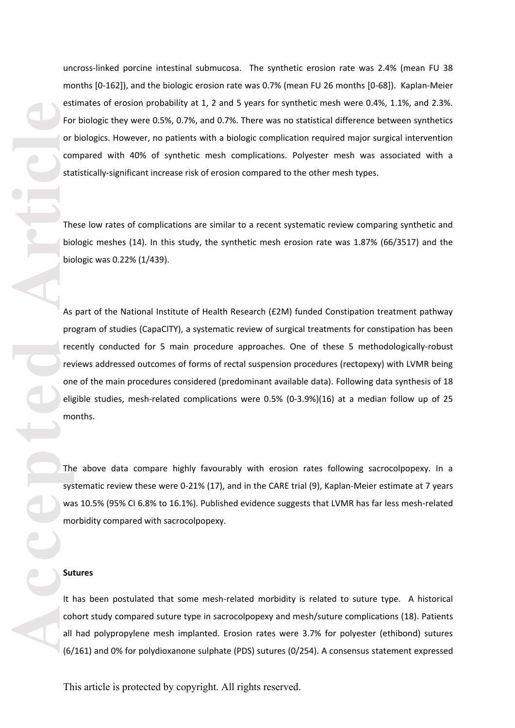uncross-linked porcine intestinal submucosa. The synthetic erosion rate was 2.4% (mean FU 38 months [0-162]), and the biologic erosion rate was 0.7% (mean FU 26 months [0-68]). Kaplan-Meier estimates of erosion probability at 1, 2 and 5 years for synthetic mesh were 0.4%, 1.1%, and 2.3%. For biologic they were 0.5%, 0.7%, and 0.7%. There was no statistical difference between synthetics or biologics. However, no patients with a biologic complication required major surgical intervention compared with 40% of synthetic mesh complications. Polyester mesh was associated with a statistically-significant increase risk of erosion compared to the other mesh types.

These low rates of complications are similar to a recent systematic review comparing synthetic and biologic meshes (14). In this study, the synthetic mesh erosion rate was 1.87% (66/3517) and the biologic was 0.22% (1/439).

As part of the National Institute of Health Research (£2M) funded Constipation treatment pathway program of studies (CapaCITY), a systematic review of surgical treatments for constipation has been recently conducted for 5 main procedure approaches. One of these 5 methodologically-robust reviews addressed outcomes of forms of rectal suspension procedures (rectopexy) with LVMR being one of the main procedures considered (predominant available data). Following data synthesis of 18 eligible studies, mesh-related complications were 0.5% (0-3.9%)(16) at a median follow up of 25 months.

The above data compare highly favourably with erosion rates following sacrocolpopexy. In a systematic review these were 0-21% (17), and in the CARE trial (9), Kaplan-Meier estimate at 7 years was 10.5% (95% CI 6.8% to 16.1%). Published evidence suggests that LVMR has far less mesh-related morbidity compared with sacrocolpopexy.

**Sutures**

It has been postulated that some mesh-related morbidity is related to suture type. A historical cohort study compared suture type in sacrocolpopexy and mesh/suture complications (18). Patients all had polypropylene mesh implanted. Erosion rates were 3.7% for polyester (ethibond) sutures (6/161) and 0% for polydioxanone sulphate (PDS) sutures (0/254). A consensus statement expressed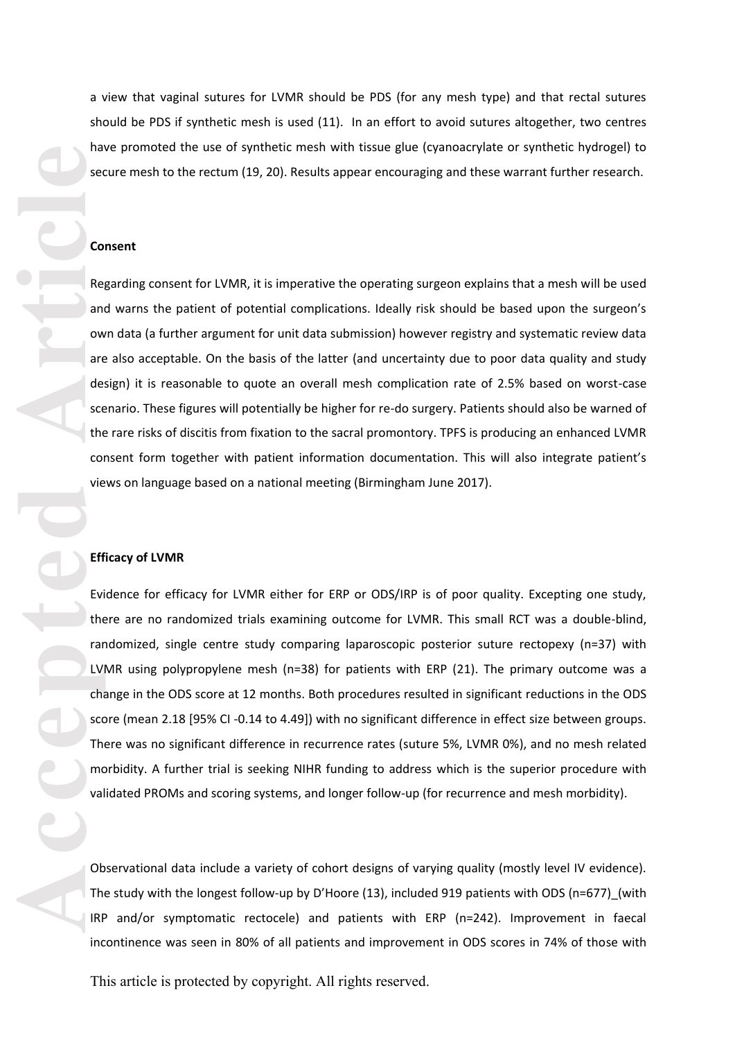a view that vaginal sutures for LVMR should be PDS (for any mesh type) and that rectal sutures should be PDS if synthetic mesh is used (11). In an effort to avoid sutures altogether, two centres have promoted the use of synthetic mesh with tissue glue (cyanoacrylate or synthetic hydrogel) to secure mesh to the rectum (19, 20). Results appear encouraging and these warrant further research.

**Consent**

Regarding consent for LVMR, it is imperative the operating surgeon explains that a mesh will be used and warns the patient of potential complications. Ideally risk should be based upon the surgeon's own data (a further argument for unit data submission) however registry and systematic review data are also acceptable. On the basis of the latter (and uncertainty due to poor data quality and study design) it is reasonable to quote an overall mesh complication rate of 2.5% based on worst-case scenario. These figures will potentially be higher for re-do surgery. Patients should also be warned of the rare risks of discitis from fixation to the sacral promontory. TPFS is producing an enhanced LVMR consent form together with patient information documentation. This will also integrate patient's views on language based on a national meeting (Birmingham June 2017).

**Efficacy of LVMR**

Evidence for efficacy for LVMR either for ERP or ODS/IRP is of poor quality. Excepting one study, there are no randomized trials examining outcome for LVMR. This small RCT was a double-blind, randomized, single centre study comparing laparoscopic posterior suture rectopexy (n=37) with LVMR using polypropylene mesh (n=38) for patients with ERP (21). The primary outcome was a change in the ODS score at 12 months. Both procedures resulted in significant reductions in the ODS score (mean 2.18 [95% CI -0.14 to 4.49]) with no significant difference in effect size between groups. There was no significant difference in recurrence rates (suture 5%, LVMR 0%), and no mesh related morbidity. A further trial is seeking NIHR funding to address which is the superior procedure with validated PROMs and scoring systems, and longer follow-up (for recurrence and mesh morbidity).

Observational data include a variety of cohort designs of varying quality (mostly level IV evidence). The study with the longest follow-up by D'Hoore (13), included 919 patients with ODS (n=677)_(with IRP and/or symptomatic rectocele) and patients with ERP (n=242). Improvement in faecal incontinence was seen in 80% of all patients and improvement in ODS scores in 74% of those with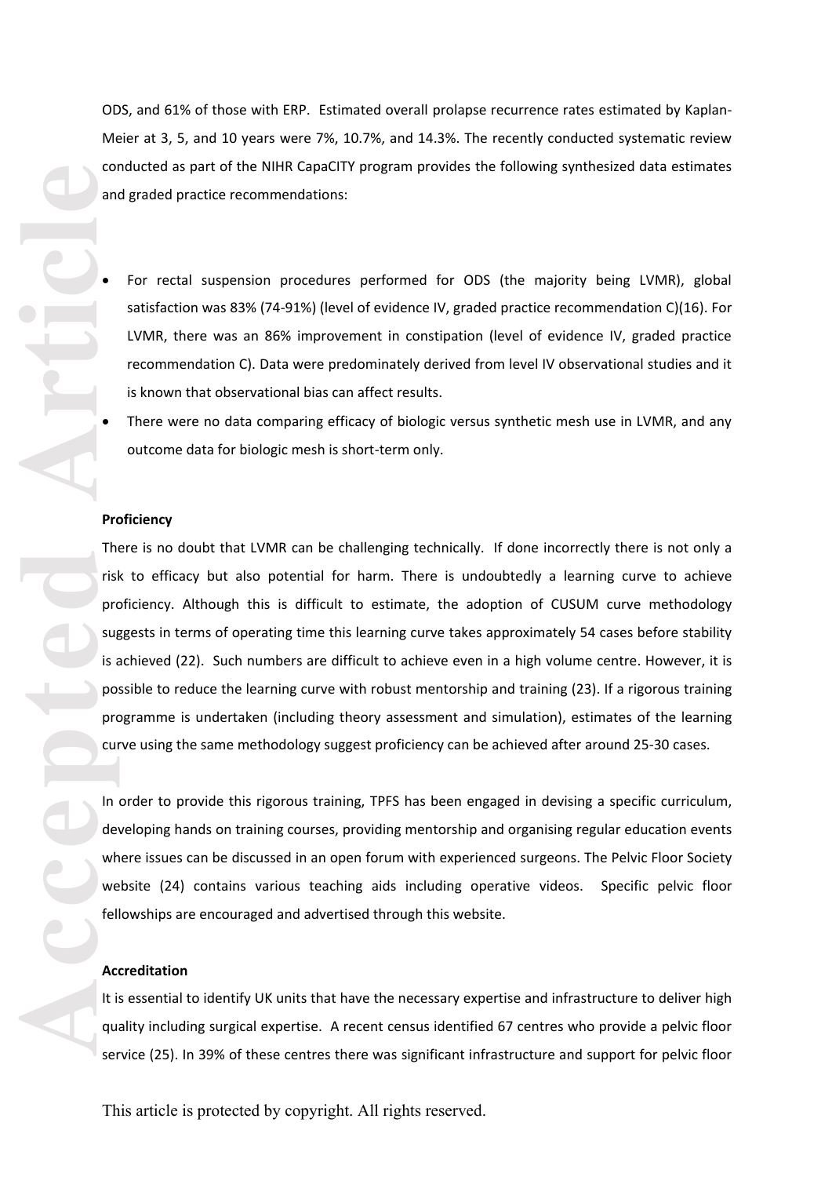ODS, and 61% of those with ERP. Estimated overall prolapse recurrence rates estimated by Kaplan-Meier at 3, 5, and 10 years were 7%, 10.7%, and 14.3%. The recently conducted systematic review conducted as part of the NIHR CapaCITY program provides the following synthesized data estimates and graded practice recommendations:

- For rectal suspension procedures performed for ODS (the majority being LVMR), global satisfaction was 83% (74-91%) (level of evidence IV, graded practice recommendation C)(16). For LVMR, there was an 86% improvement in constipation (level of evidence IV, graded practice recommendation C). Data were predominately derived from level IV observational studies and it is known that observational bias can affect results.
- There were no data comparing efficacy of biologic versus synthetic mesh use in LVMR, and any outcome data for biologic mesh is short-term only.

**Proficiency**

There is no doubt that LVMR can be challenging technically. If done incorrectly there is not only a risk to efficacy but also potential for harm. There is undoubtedly a learning curve to achieve proficiency. Although this is difficult to estimate, the adoption of CUSUM curve methodology suggests in terms of operating time this learning curve takes approximately 54 cases before stability is achieved (22). Such numbers are difficult to achieve even in a high volume centre. However, it is possible to reduce the learning curve with robust mentorship and training (23). If a rigorous training programme is undertaken (including theory assessment and simulation), estimates of the learning curve using the same methodology suggest proficiency can be achieved after around 25-30 cases.

In order to provide this rigorous training, TPFS has been engaged in devising a specific curriculum, developing hands on training courses, providing mentorship and organising regular education events where issues can be discussed in an open forum with experienced surgeons. The Pelvic Floor Society website (24) contains various teaching aids including operative videos. Specific pelvic floor fellowships are encouraged and advertised through this website.

**Accreditation**

It is essential to identify UK units that have the necessary expertise and infrastructure to deliver high quality including surgical expertise. A recent census identified 67 centres who provide a pelvic floor service (25). In 39% of these centres there was significant infrastructure and support for pelvic floor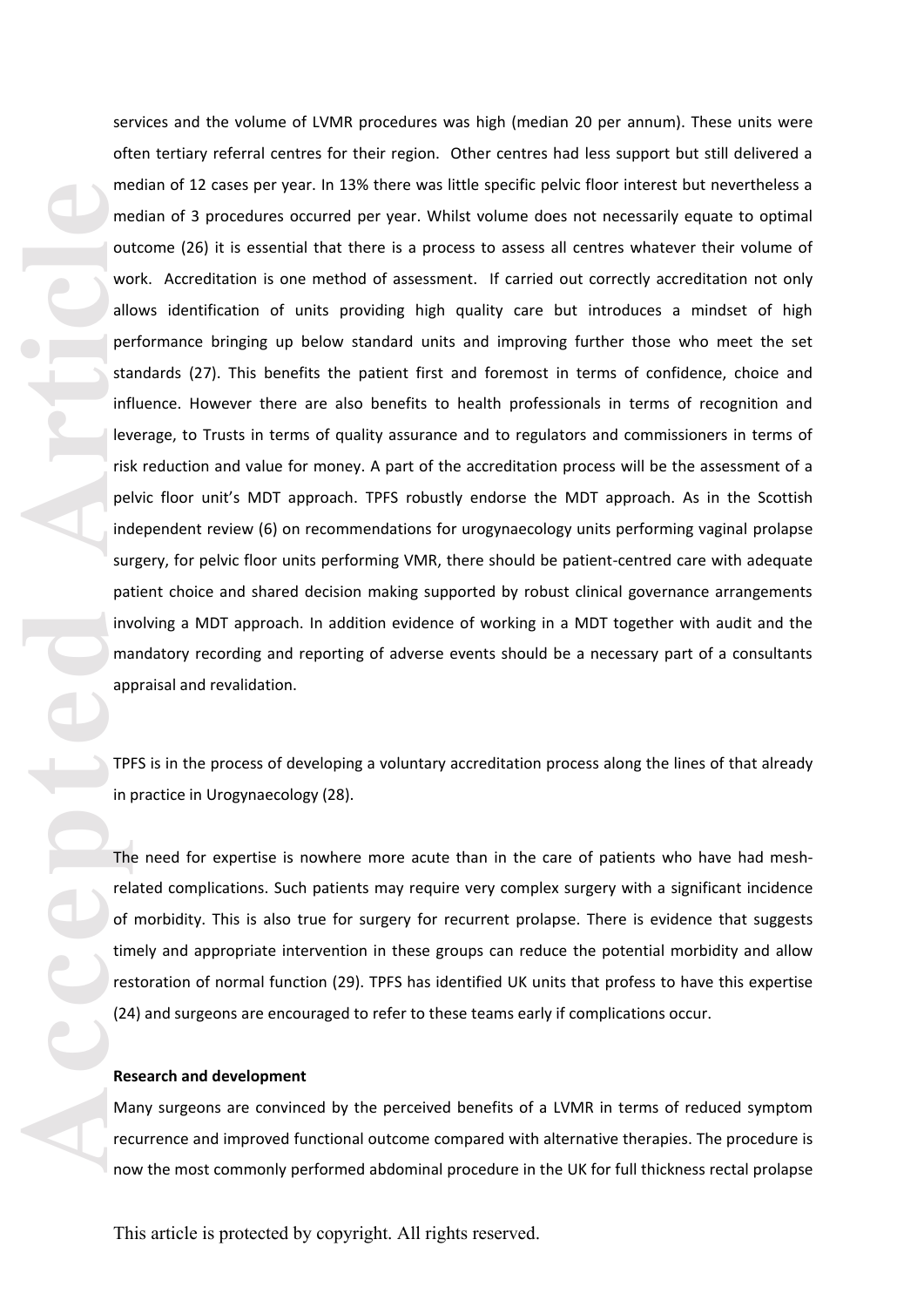services and the volume of LVMR procedures was high (median 20 per annum). These units were often tertiary referral centres for their region. Other centres had less support but still delivered a median of 12 cases per year. In 13% there was little specific pelvic floor interest but nevertheless a median of 3 procedures occurred per year. Whilst volume does not necessarily equate to optimal outcome (26) it is essential that there is a process to assess all centres whatever their volume of work. Accreditation is one method of assessment. If carried out correctly accreditation not only allows identification of units providing high quality care but introduces a mindset of high performance bringing up below standard units and improving further those who meet the set standards (27). This benefits the patient first and foremost in terms of confidence, choice and influence. However there are also benefits to health professionals in terms of recognition and leverage, to Trusts in terms of quality assurance and to regulators and commissioners in terms of risk reduction and value for money. A part of the accreditation process will be the assessment of a pelvic floor unit's MDT approach. TPFS robustly endorse the MDT approach. As in the Scottish independent review (6) on recommendations for urogynaecology units performing vaginal prolapse surgery, for pelvic floor units performing VMR, there should be patient-centred care with adequate patient choice and shared decision making supported by robust clinical governance arrangements involving a MDT approach. In addition evidence of working in a MDT together with audit and the mandatory recording and reporting of adverse events should be a necessary part of a consultants appraisal and revalidation.

TPFS is in the process of developing a voluntary accreditation process along the lines of that already in practice in Urogynaecology (28).

The need for expertise is nowhere more acute than in the care of patients who have had mesh-related complications. Such patients may require very complex surgery with a significant incidence of morbidity. This is also true for surgery for recurrent prolapse. There is evidence that suggests timely and appropriate intervention in these groups can reduce the potential morbidity and allow restoration of normal function (29). TPFS has identified UK units that profess to have this expertise (24) and surgeons are encouraged to refer to these teams early if complications occur.

**Research and development**

Many surgeons are convinced by the perceived benefits of a LVMR in terms of reduced symptom recurrence and improved functional outcome compared with alternative therapies. The procedure is now the most commonly performed abdominal procedure in the UK for full thickness rectal prolapse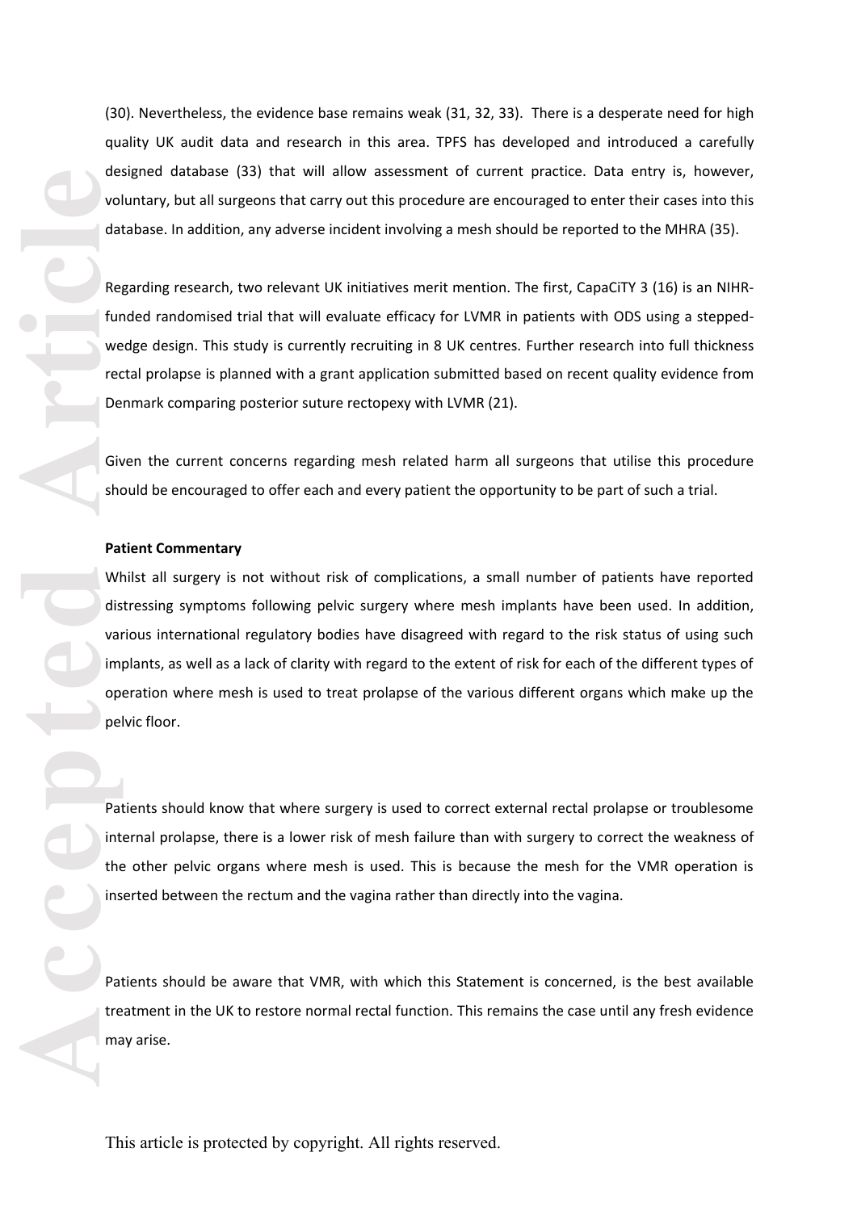(30). Nevertheless, the evidence base remains weak (31, 32, 33). There is a desperate need for high quality UK audit data and research in this area. TPFS has developed and introduced a carefully designed database (33) that will allow assessment of current practice. Data entry is, however, voluntary, but all surgeons that carry out this procedure are encouraged to enter their cases into this database. In addition, any adverse incident involving a mesh should be reported to the MHRA (35).

Regarding research, two relevant UK initiatives merit mention. The first, CapaCiTY 3 (16) is an NIHR-funded randomised trial that will evaluate efficacy for LVMR in patients with ODS using a stepped-wedge design. This study is currently recruiting in 8 UK centres. Further research into full thickness rectal prolapse is planned with a grant application submitted based on recent quality evidence from Denmark comparing posterior suture rectopexy with LVMR (21).

Given the current concerns regarding mesh related harm all surgeons that utilise this procedure should be encouraged to offer each and every patient the opportunity to be part of such a trial.

**Patient Commentary**

Whilst all surgery is not without risk of complications, a small number of patients have reported distressing symptoms following pelvic surgery where mesh implants have been used. In addition, various international regulatory bodies have disagreed with regard to the risk status of using such implants, as well as a lack of clarity with regard to the extent of risk for each of the different types of operation where mesh is used to treat prolapse of the various different organs which make up the pelvic floor.

Patients should know that where surgery is used to correct external rectal prolapse or troublesome internal prolapse, there is a lower risk of mesh failure than with surgery to correct the weakness of the other pelvic organs where mesh is used. This is because the mesh for the VMR operation is inserted between the rectum and the vagina rather than directly into the vagina.

Patients should be aware that VMR, with which this Statement is concerned, is the best available treatment in the UK to restore normal rectal function. This remains the case until any fresh evidence may arise.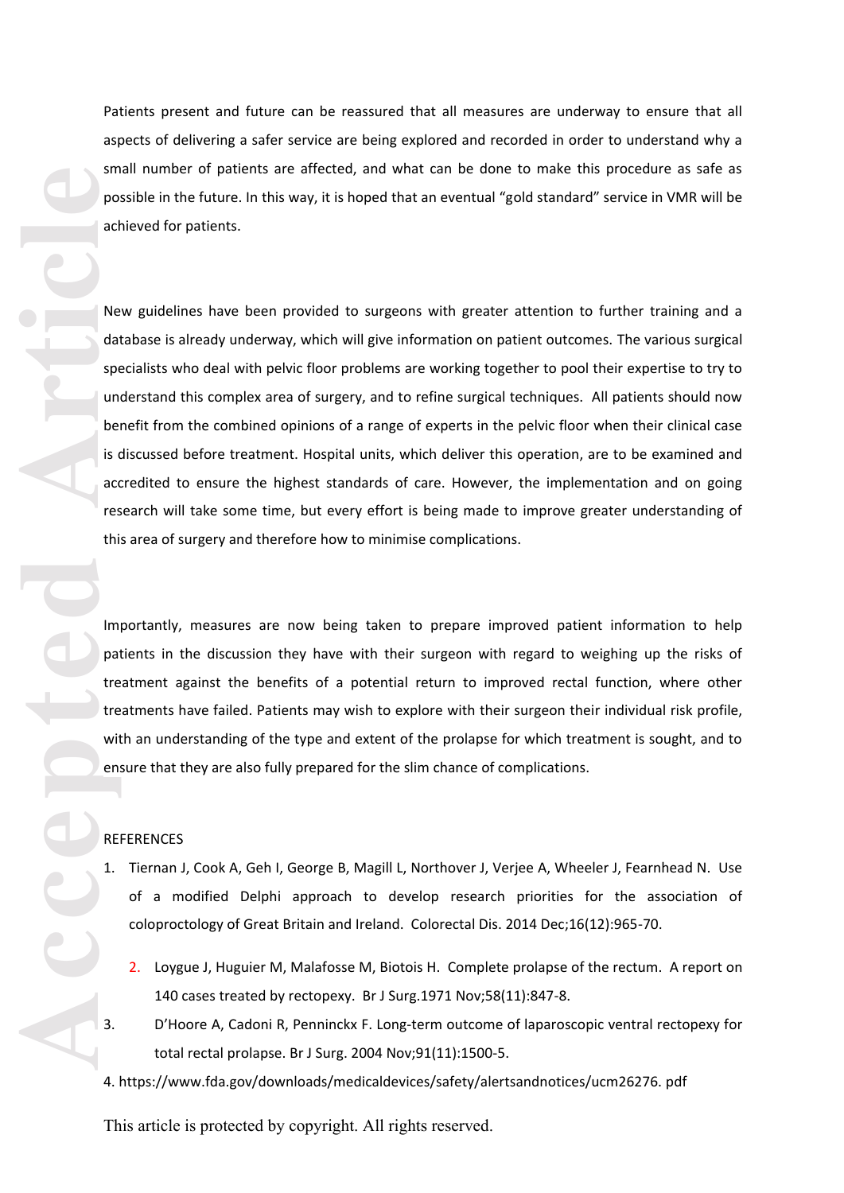Patients present and future can be reassured that all measures are underway to ensure that all aspects of delivering a safer service are being explored and recorded in order to understand why a small number of patients are affected, and what can be done to make this procedure as safe as possible in the future. In this way, it is hoped that an eventual "gold standard" service in VMR will be achieved for patients.

New guidelines have been provided to surgeons with greater attention to further training and a database is already underway, which will give information on patient outcomes. The various surgical specialists who deal with pelvic floor problems are working together to pool their expertise to try to understand this complex area of surgery, and to refine surgical techniques. All patients should now benefit from the combined opinions of a range of experts in the pelvic floor when their clinical case is discussed before treatment. Hospital units, which deliver this operation, are to be examined and accredited to ensure the highest standards of care. However, the implementation and on going research will take some time, but every effort is being made to improve greater understanding of this area of surgery and therefore how to minimise complications.

Importantly, measures are now being taken to prepare improved patient information to help patients in the discussion they have with their surgeon with regard to weighing up the risks of treatment against the benefits of a potential return to improved rectal function, where other treatments have failed. Patients may wish to explore with their surgeon their individual risk profile, with an understanding of the type and extent of the prolapse for which treatment is sought, and to ensure that they are also fully prepared for the slim chance of complications.

REFERENCES

1. Tiernan J, Cook A, Geh I, George B, Magill L, Northover J, Verjee A, Wheeler J, Fearnhead N. Use of a modified Delphi approach to develop research priorities for the association of coloproctology of Great Britain and Ireland. Colorectal Dis. 2014 Dec;16(12):965-70.
2. Loygue J, Huguier M, Malafosse M, Biotois H. Complete prolapse of the rectum. A report on 140 cases treated by rectopexy. Br J Surg.1971 Nov;58(11):847-8.
3. D'Hoore A, Cadoni R, Penninckx F. Long-term outcome of laparoscopic ventral rectopexy for total rectal prolapse. Br J Surg. 2004 Nov;91(11):1500-5.
4. https://www.fda.gov/downloads/medicaldevices/safety/alertsandnotices/ucm26276. pdf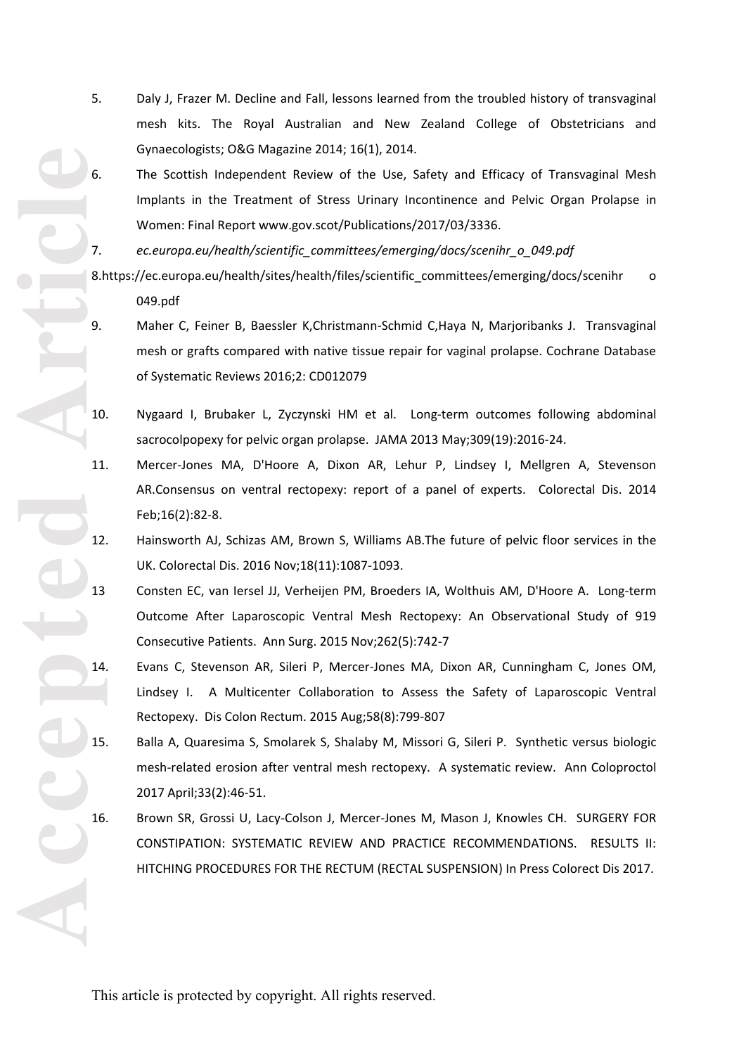5. Daly J, Frazer M. Decline and Fall, lessons learned from the troubled history of transvaginal mesh kits. The Royal Australian and New Zealand College of Obstetricians and Gynaecologists; O&G Magazine 2014; 16(1), 2014.
6. The Scottish Independent Review of the Use, Safety and Efficacy of Transvaginal Mesh Implants in the Treatment of Stress Urinary Incontinence and Pelvic Organ Prolapse in Women: Final Report www.gov.scot/Publications/2017/03/3336.
7. *ec.europa.eu/health/scientific_committees/emerging/docs/scenihr_o_049.pdf*
8. https://ec.europa.eu/health/sites/health/files/scientific_committees/emerging/docs/scenihr o 049.pdf
9. Maher C, Feiner B, Baessler K,Christmann-Schmid C,Haya N, Marjoribanks J. Transvaginal mesh or grafts compared with native tissue repair for vaginal prolapse. Cochrane Database of Systematic Reviews 2016;2: CD012079
10. Nygaard I, Brubaker L, Zyczynski HM et al. Long-term outcomes following abdominal sacrocolpopexy for pelvic organ prolapse. JAMA 2013 May;309(19):2016-24.
11. Mercer-Jones MA, D'Hoore A, Dixon AR, Lehur P, Lindsey I, Mellgren A, Stevenson AR.Consensus on ventral rectopexy: report of a panel of experts. Colorectal Dis. 2014 Feb;16(2):82-8.
12. Hainsworth AJ, Schizas AM, Brown S, Williams AB.The future of pelvic floor services in the UK. Colorectal Dis. 2016 Nov;18(11):1087-1093.
13. Consten EC, van Iersel JJ, Verheijen PM, Broeders IA, Wolthuis AM, D'Hoore A. Long-term Outcome After Laparoscopic Ventral Mesh Rectopexy: An Observational Study of 919 Consecutive Patients. Ann Surg. 2015 Nov;262(5):742-7
14. Evans C, Stevenson AR, Sileri P, Mercer-Jones MA, Dixon AR, Cunningham C, Jones OM, Lindsey I. A Multicenter Collaboration to Assess the Safety of Laparoscopic Ventral Rectopexy. Dis Colon Rectum. 2015 Aug;58(8):799-807
15. Balla A, Quaresima S, Smolarek S, Shalaby M, Missori G, Sileri P. Synthetic versus biologic mesh-related erosion after ventral mesh rectopexy. A systematic review. Ann Coloproctol 2017 April;33(2):46-51.
16. Brown SR, Grossi U, Lacy-Colson J, Mercer-Jones M, Mason J, Knowles CH. SURGERY FOR CONSTIPATION: SYSTEMATIC REVIEW AND PRACTICE RECOMMENDATIONS. RESULTS II: HITCHING PROCEDURES FOR THE RECTUM (RECTAL SUSPENSION) In Press Colorect Dis 2017.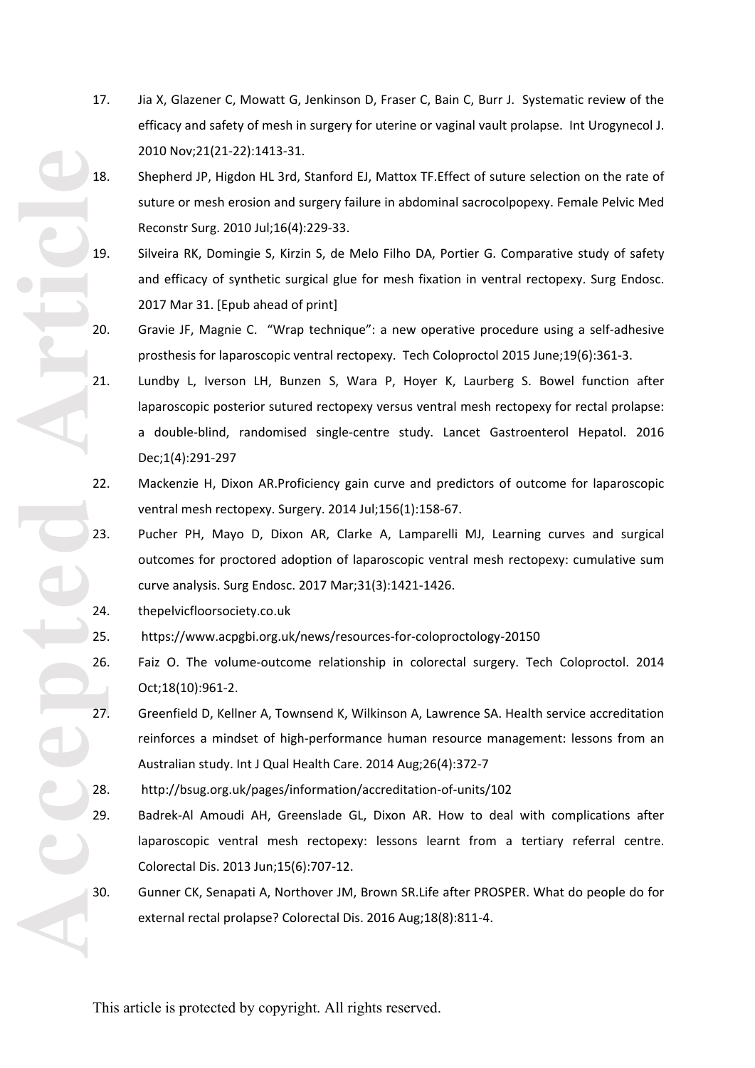17. Jia X, Glazener C, Mowatt G, Jenkinson D, Fraser C, Bain C, Burr J. Systematic review of the efficacy and safety of mesh in surgery for uterine or vaginal vault prolapse. Int Urogynecol J. 2010 Nov;21(21-22):1413-31.
18. Shepherd JP, Higdon HL 3rd, Stanford EJ, Mattox TF.Effect of suture selection on the rate of suture or mesh erosion and surgery failure in abdominal sacrocolpopexy. Female Pelvic Med Reconstr Surg. 2010 Jul;16(4):229-33.
19. Silveira RK, Domingie S, Kirzin S, de Melo Filho DA, Portier G. Comparative study of safety and efficacy of synthetic surgical glue for mesh fixation in ventral rectopexy. Surg Endosc. 2017 Mar 31. [Epub ahead of print]
20. Gravie JF, Magnie C. "Wrap technique": a new operative procedure using a self-adhesive prosthesis for laparoscopic ventral rectopexy. Tech Coloproctol 2015 June;19(6):361-3.
21. Lundby L, Iverson LH, Bunzen S, Wara P, Hoyer K, Laurberg S. Bowel function after laparoscopic posterior sutured rectopexy versus ventral mesh rectopexy for rectal prolapse: a double-blind, randomised single-centre study. Lancet Gastroenterol Hepatol. 2016 Dec;1(4):291-297
22. Mackenzie H, Dixon AR.Proficiency gain curve and predictors of outcome for laparoscopic ventral mesh rectopexy. Surgery. 2014 Jul;156(1):158-67.
23. Pucher PH, Mayo D, Dixon AR, Clarke A, Lamparelli MJ, Learning curves and surgical outcomes for proctored adoption of laparoscopic ventral mesh rectopexy: cumulative sum curve analysis. Surg Endosc. 2017 Mar;31(3):1421-1426.
24. thepelvicfloorsociety.co.uk
25. https://www.acpgbi.org.uk/news/resources-for-coloproctology-20150
26. Faiz O. The volume-outcome relationship in colorectal surgery. Tech Coloproctol. 2014 Oct;18(10):961-2.
27. Greenfield D, Kellner A, Townsend K, Wilkinson A, Lawrence SA. Health service accreditation reinforces a mindset of high-performance human resource management: lessons from an Australian study. Int J Qual Health Care. 2014 Aug;26(4):372-7
28. http://bsug.org.uk/pages/information/accreditation-of-units/102
29. Badrek-Al Amoudi AH, Greenslade GL, Dixon AR. How to deal with complications after laparoscopic ventral mesh rectopexy: lessons learnt from a tertiary referral centre. Colorectal Dis. 2013 Jun;15(6):707-12.
30. Gunner CK, Senapati A, Northover JM, Brown SR.Life after PROSPER. What do people do for external rectal prolapse? Colorectal Dis. 2016 Aug;18(8):811-4.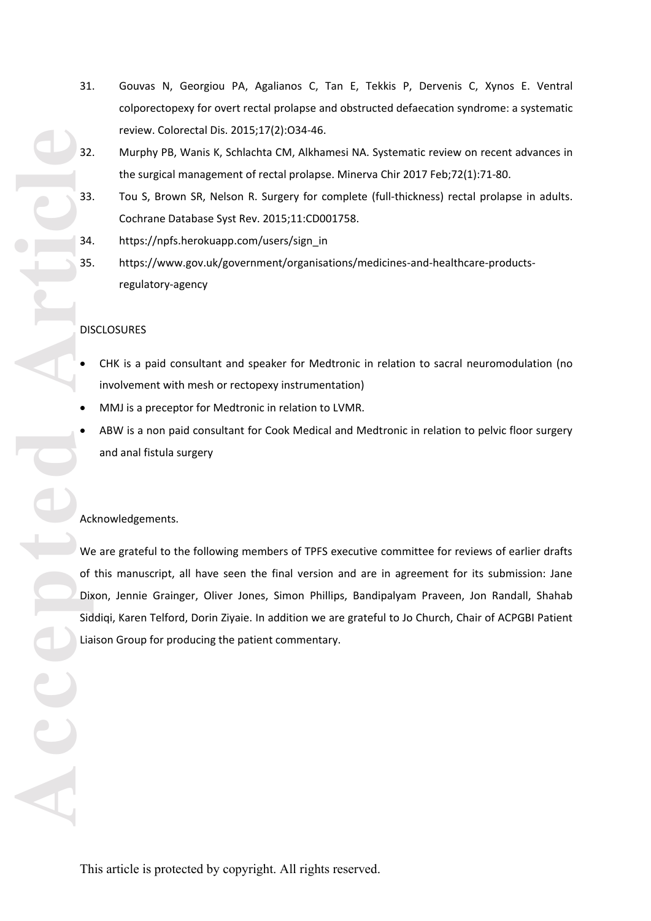31. Gouvas N, Georgiou PA, Agalianos C, Tan E, Tekkis P, Dervenis C, Xynos E. Ventral colporectopexy for overt rectal prolapse and obstructed defaecation syndrome: a systematic review. Colorectal Dis. 2015;17(2):O34-46.
32. Murphy PB, Wanis K, Schlachta CM, Alkhamesi NA. Systematic review on recent advances in the surgical management of rectal prolapse. Minerva Chir 2017 Feb;72(1):71-80.
33. Tou S, Brown SR, Nelson R. Surgery for complete (full-thickness) rectal prolapse in adults. Cochrane Database Syst Rev. 2015;11:CD001758.
34. https://npfs.herokuapp.com/users/sign_in
35. https://www.gov.uk/government/organisations/medicines-and-healthcare-products-regulatory-agency

DISCLOSURES

- CHK is a paid consultant and speaker for Medtronic in relation to sacral neuromodulation (no involvement with mesh or rectopexy instrumentation)
- MMJ is a preceptor for Medtronic in relation to LVMR.
- ABW is a non paid consultant for Cook Medical and Medtronic in relation to pelvic floor surgery and anal fistula surgery

Acknowledgements.

We are grateful to the following members of TPFS executive committee for reviews of earlier drafts of this manuscript, all have seen the final version and are in agreement for its submission: Jane Dixon, Jennie Grainger, Oliver Jones, Simon Phillips, Bandipalyam Praveen, Jon Randall, Shahab Siddiqi, Karen Telford, Dorin Ziyaie. In addition we are grateful to Jo Church, Chair of ACPGBI Patient Liaison Group for producing the patient commentary.